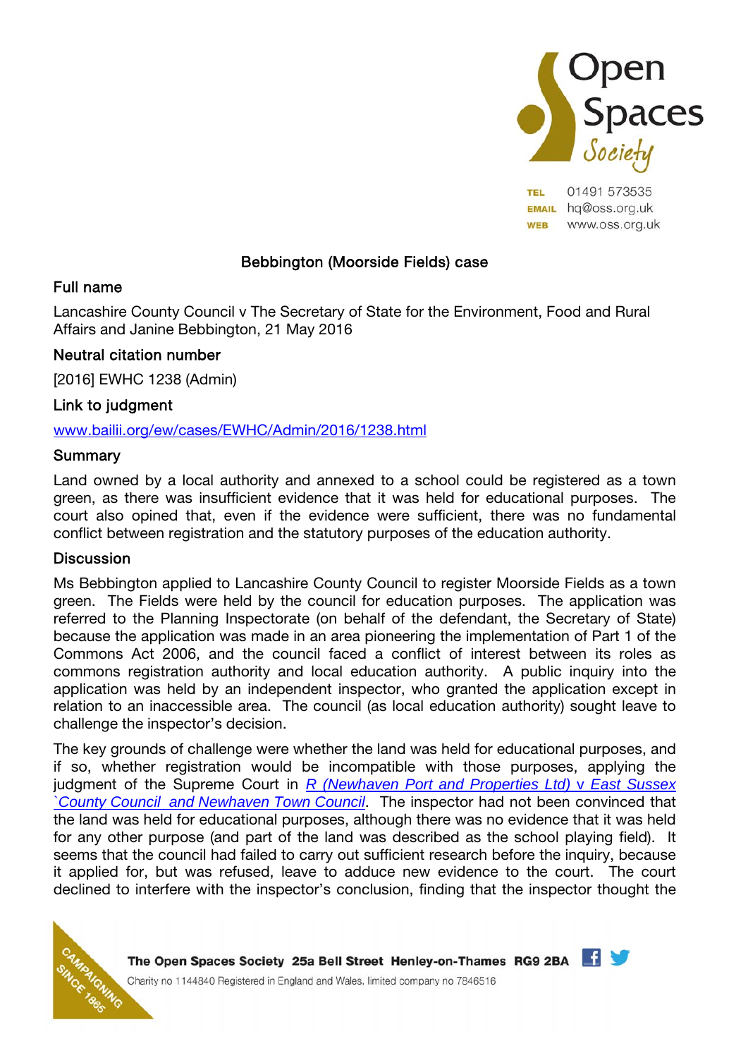# Bebbington (Moorside Fields) case

## Full name

Lancashire County Council v The Secretary of State for the Environment, Food and Rural Affairs and Janine Bebbington, 21 May 2016

## Neutral citation number

[2016] EWHC 1238 (Admin)

## Link to judgment

[www.bailii.org/ew/cases/EWHC/Admin/2016/1238.html](http://www.bailii.org/ew/cases/EWHC/Admin/2016/1238.html)

## Summary

Land owned by a local authority and annexed to a school could be registered as a town green, as there was insufficient evidence that it was held for educational purposes. The court also opined that, even if the evidence were sufficient, there was no fundamental conflict between registration and the statutory purposes of the education authority.

## Discussion

Ms Bebbington applied to Lancashire County Council to register Moorside Fields as a town green. The Fields were held by the council for education purposes. The application was referred to the Planning Inspectorate (on behalf of the defendant, the Secretary of State) because the application was made in an area pioneering the implementation of Part 1 of the Commons Act 2006, and the council faced a conflict of interest between its roles as commons registration authority and local education authority. A public inquiry into the application was held by an independent inspector, who granted the application except in relation to an inaccessible area. The council (as local education authority) sought leave to challenge the inspector's decision.

The key grounds of challenge were whether the land was held for educational purposes, and if so, whether registration would be incompatible with those purposes, applying the judgment of the Supreme Court in *R (Newhaven Port and Properties Ltd) v East Sussex `County Council and Newhaven Town Council*. The inspector had not been convinced that the land was held for educational purposes, although there was no evidence that it was held for any other purpose (and part of the land was described as the school playing field). It seems that the council had failed to carry out sufficient research before the inquiry, because it applied for, but was refused, leave to adduce new evidence to the court. The court declined to interfere with the inspector's conclusion, finding that the inspector thought the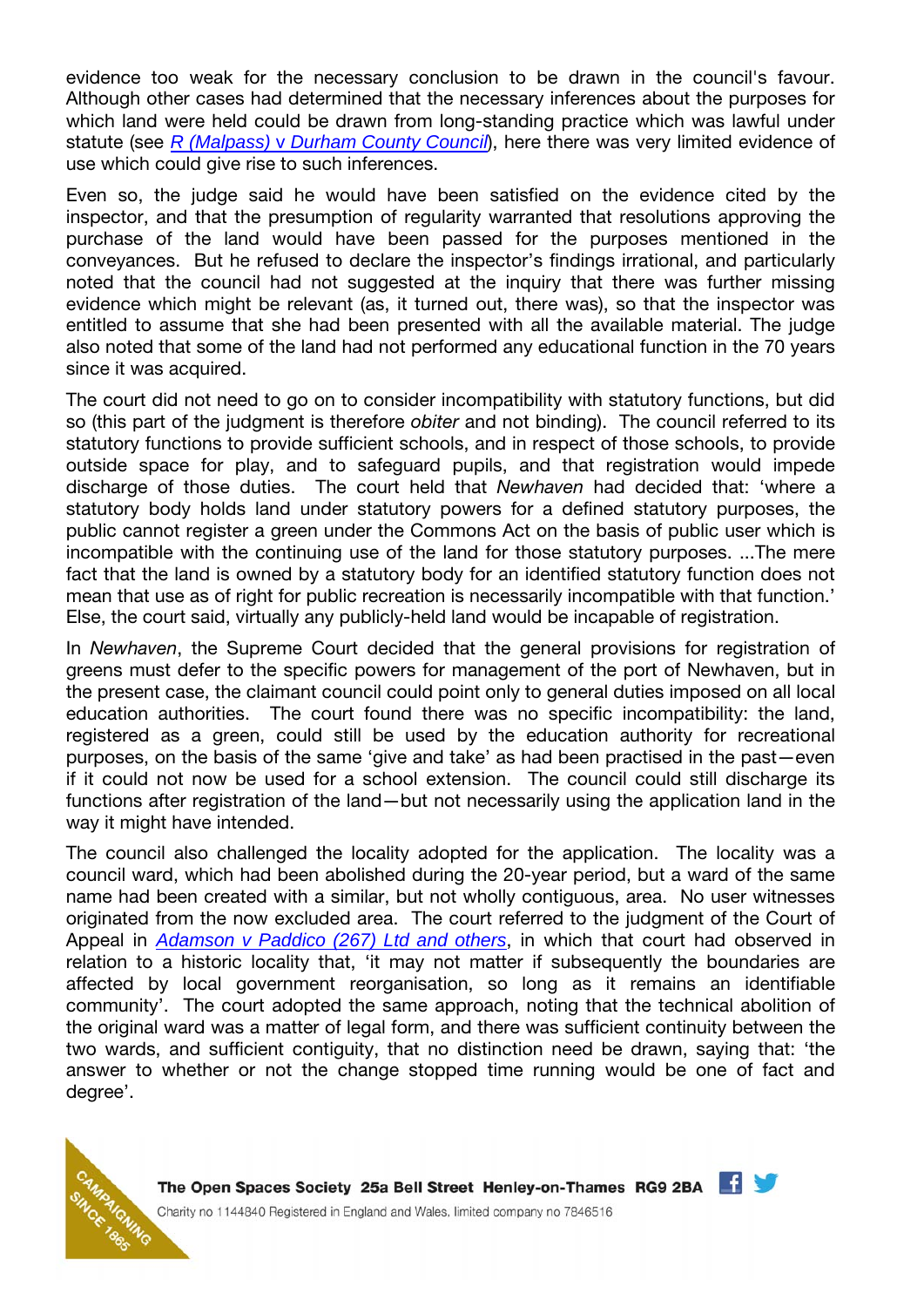evidence too weak for the necessary conclusion to be drawn in the council's favour. Although other cases had determined that the necessary inferences about the purposes for which land were held could be drawn from long-standing practice which was lawful under statute (see [R (Malpass) v Durham County Council](#)), here there was very limited evidence of use which could give rise to such inferences.

Even so, the judge said he would have been satisfied on the evidence cited by the inspector, and that the presumption of regularity warranted that resolutions approving the purchase of the land would have been passed for the purposes mentioned in the conveyances. But he refused to declare the inspector's findings irrational, and particularly noted that the council had not suggested at the inquiry that there was further missing evidence which might be relevant (as, it turned out, there was), so that the inspector was entitled to assume that she had been presented with all the available material. The judge also noted that some of the land had not performed any educational function in the 70 years since it was acquired.

The court did not need to go on to consider incompatibility with statutory functions, but did so (this part of the judgment is therefore *obiter* and not binding). The council referred to its statutory functions to provide sufficient schools, and in respect of those schools, to provide outside space for play, and to safeguard pupils, and that registration would impede discharge of those duties. The court held that *Newhaven* had decided that: 'where a statutory body holds land under statutory powers for a defined statutory purposes, the public cannot register a green under the Commons Act on the basis of public user which is incompatible with the continuing use of the land for those statutory purposes. ...The mere fact that the land is owned by a statutory body for an identified statutory function does not mean that use as of right for public recreation is necessarily incompatible with that function.' Else, the court said, virtually any publicly-held land would be incapable of registration.

In *Newhaven*, the Supreme Court decided that the general provisions for registration of greens must defer to the specific powers for management of the port of Newhaven, but in the present case, the claimant council could point only to general duties imposed on all local education authorities. The court found there was no specific incompatibility: the land, registered as a green, could still be used by the education authority for recreational purposes, on the basis of the same 'give and take' as had been practised in the past—even if it could not now be used for a school extension. The council could still discharge its functions after registration of the land—but not necessarily using the application land in the way it might have intended.

The council also challenged the locality adopted for the application. The locality was a council ward, which had been abolished during the 20-year period, but a ward of the same name had been created with a similar, but not wholly contiguous, area. No user witnesses originated from the now excluded area. The court referred to the judgment of the Court of Appeal in [Adamson v Paddico (267) Ltd and others](#), in which that court had observed in relation to a historic locality that, 'it may not matter if subsequently the boundaries are affected by local government reorganisation, so long as it remains an identifiable community'. The court adopted the same approach, noting that the technical abolition of the original ward was a matter of legal form, and there was sufficient continuity between the two wards, and sufficient contiguity, that no distinction need be drawn, saying that: 'the answer to whether or not the change stopped time running would be one of fact and degree'.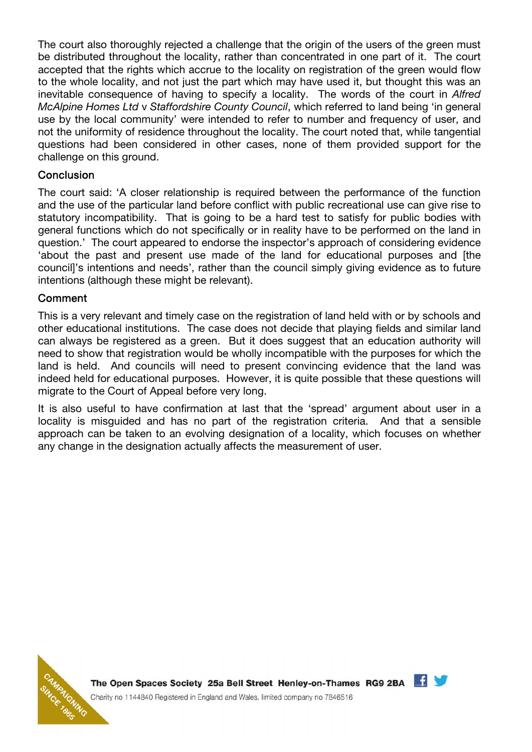The court also thoroughly rejected a challenge that the origin of the users of the green must be distributed throughout the locality, rather than concentrated in one part of it. The court accepted that the rights which accrue to the locality on registration of the green would flow to the whole locality, and not just the part which may have used it, but thought this was an inevitable consequence of having to specify a locality. The words of the court in *Alfred McAlpine Homes Ltd* v *Staffordshire County Council*, which referred to land being 'in general use by the local community' were intended to refer to number and frequency of user, and not the uniformity of residence throughout the locality. The court noted that, while tangential questions had been considered in other cases, none of them provided support for the challenge on this ground.

## Conclusion

The court said: 'A closer relationship is required between the performance of the function and the use of the particular land before conflict with public recreational use can give rise to statutory incompatibility. That is going to be a hard test to satisfy for public bodies with general functions which do not specifically or in reality have to be performed on the land in question.' The court appeared to endorse the inspector's approach of considering evidence 'about the past and present use made of the land for educational purposes and [the council]'s intentions and needs', rather than the council simply giving evidence as to future intentions (although these might be relevant).

## Comment

This is a very relevant and timely case on the registration of land held with or by schools and other educational institutions. The case does not decide that playing fields and similar land can always be registered as a green. But it does suggest that an education authority will need to show that registration would be wholly incompatible with the purposes for which the land is held. And councils will need to present convincing evidence that the land was indeed held for educational purposes. However, it is quite possible that these questions will migrate to the Court of Appeal before very long.

It is also useful to have confirmation at last that the 'spread' argument about user in a locality is misguided and has no part of the registration criteria. And that a sensible approach can be taken to an evolving designation of a locality, which focuses on whether any change in the designation actually affects the measurement of user.

CAMPAIGNING SINCE 1865

**The Open Spaces Society 25a Bell Street Henley-on-Thames RG9 2BA**

Charity no 1144840 Registered in England and Wales, limited company no 7846516